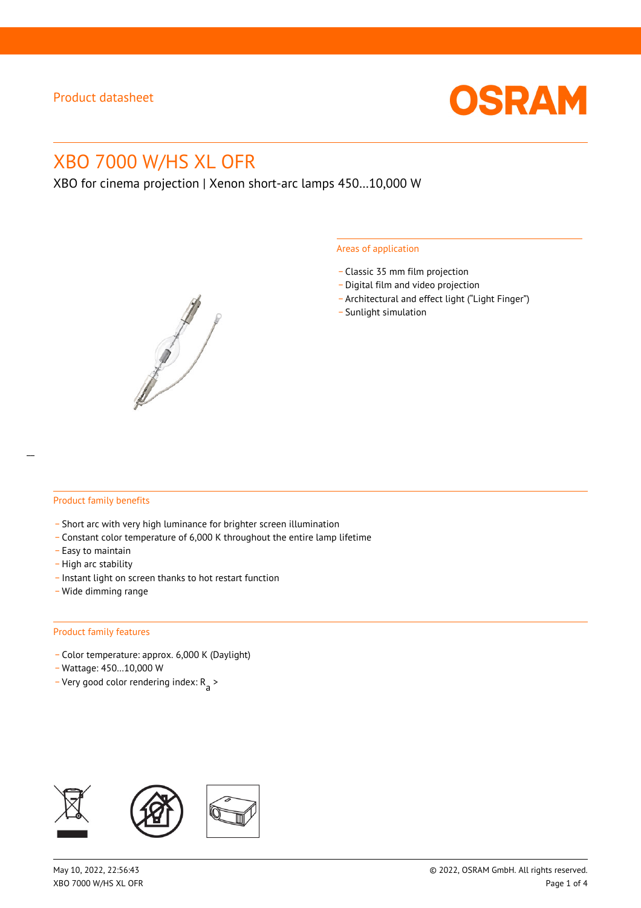Product datasheet

# XBO 7000 W/HS XL OFR

XBO for cinema projection | Xenon short-arc lamps 450...10,000 W

## Areas of application

- Classic 35 mm film projection
- Digital film and video projection
- Architectural and effect light ("Light Finger")
- Sunlight simulation

## Product family benefits

- Short arc with very high luminance for brighter screen illumination
- Constant color temperature of 6,000 K throughout the entire lamp lifetime
- Easy to maintain
- High arc stability
- Instant light on screen thanks to hot restart function
- Wide dimming range

## Product family features

- Color temperature: approx. 6,000 K (Daylight)
- Wattage: 450...10,000 W
- Very good color rendering index: $R_a$ >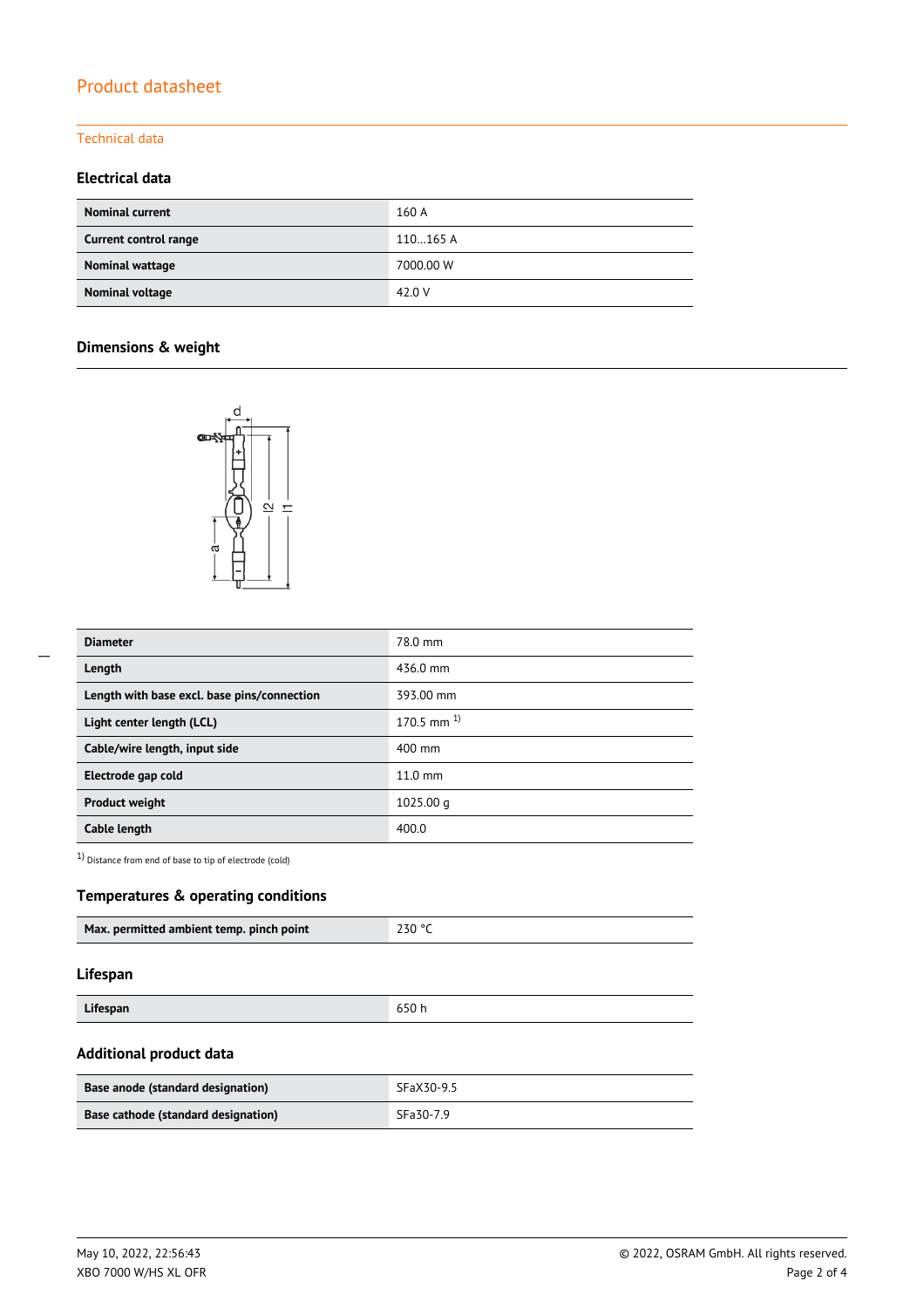# Product datasheet

## Technical data

### Electrical data

| Nominal current | 160 A |
|---|---|
| Current control range | 110…165 A |
| Nominal wattage | 7000.00 W |
| Nominal voltage | 42.0 V |

### Dimensions & weight

| Diameter | 78.0 mm |
|---|---|
| Length | 436.0 mm |
| Length with base excl. base pins/connection | 393.00 mm |
| Light center length (LCL) | 170.5 mm [1] |
| Cable/wire length, input side | 400 mm |
| Electrode gap cold | 11.0 mm |
| Product weight | 1025.00 g |
| Cable length | 400.0 |

[1] Distance from end of base to tip of electrode (cold)

### Temperatures & operating conditions

| Max. permitted ambient temp. pinch point | 230 °C |
|---|---|

### Lifespan

| Lifespan | 650 h |
|---|---|

### Additional product data

| Base anode (standard designation) | SFaX30-9.5 |
|---|---|
| Base cathode (standard designation) | SFa30-7.9 |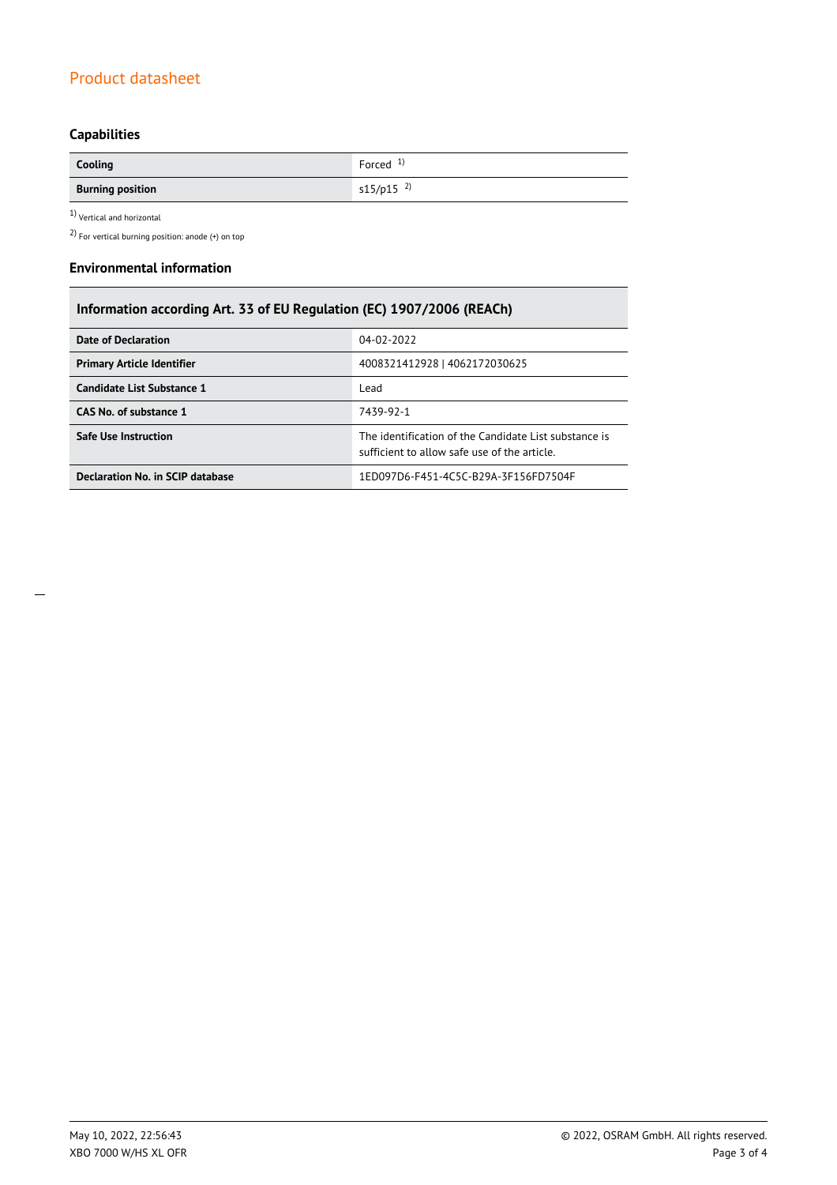## Capabilities

| Cooling | Forced [1] |
|---|---|
| **Burning position** | s15/p15 [2] |

[1] Vertical and horizontal

[2] For vertical burning position: anode (+) on top

## Environmental information

| Information according Art. 33 of EU Regulation (EC) 1907/2006 (REACh) | |
|---|---|
| **Date of Declaration** | 04-02-2022 |
| **Primary Article Identifier** | 4008321412928 \| 4062172030625 |
| **Candidate List Substance 1** | Lead |
| **CAS No. of substance 1** | 7439-92-1 |
| **Safe Use Instruction** | The identification of the Candidate List substance is sufficient to allow safe use of the article. |
| **Declaration No. in SCIP database** | 1ED097D6-F451-4C5C-B29A-3F156FD7504F |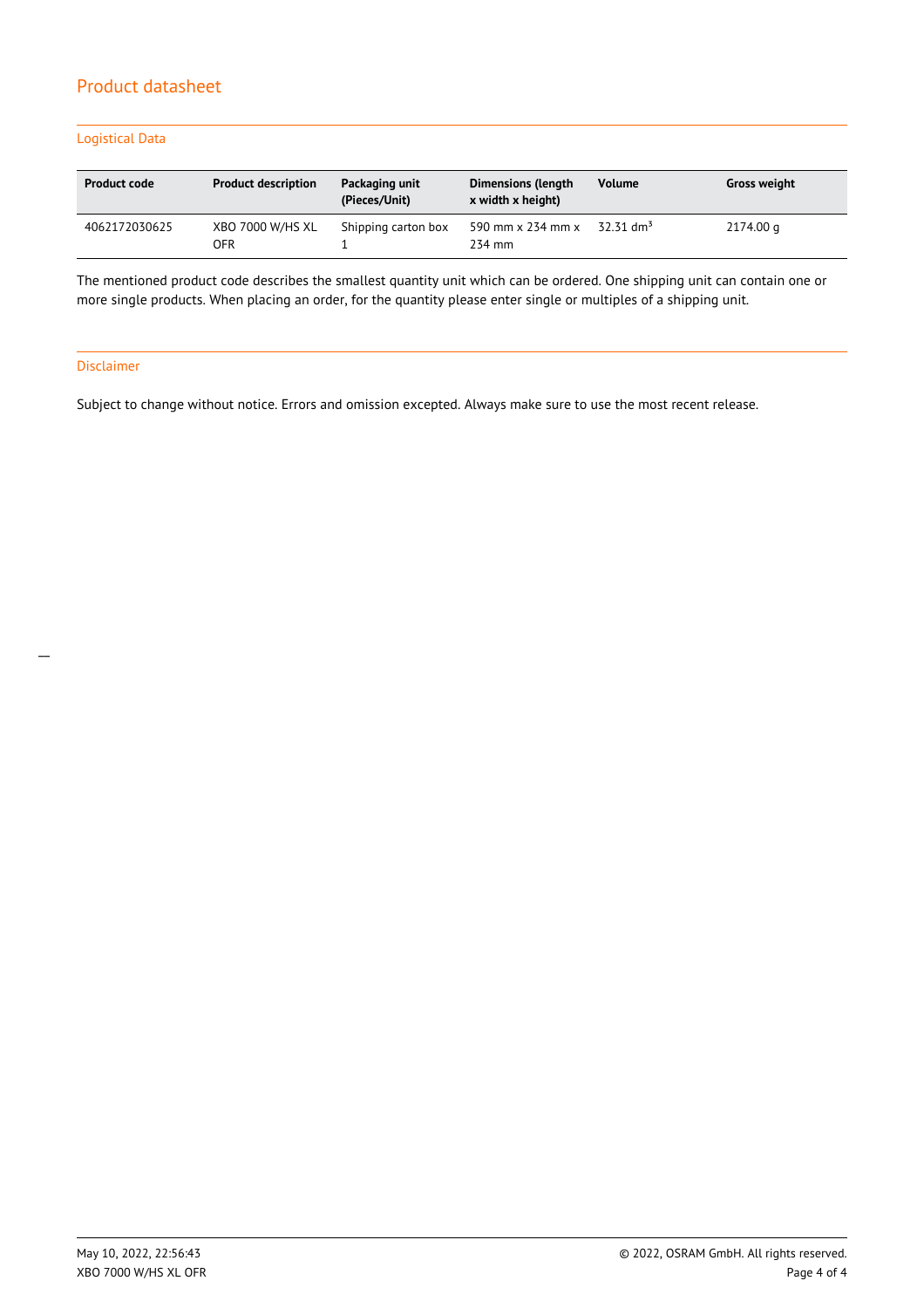## Logistical Data

| Product code | Product description | Packaging unit (Pieces/Unit) | Dimensions (length x width x height) | Volume | Gross weight |
| --- | --- | --- | --- | --- | --- |
| 4062172030625 | XBO 7000 W/HS XL OFR | Shipping carton box 1 | 590 mm x 234 mm x 234 mm | 32.31 $dm^3$ | 2174.00 g |

The mentioned product code describes the smallest quantity unit which can be ordered. One shipping unit can contain one or more single products. When placing an order, for the quantity please enter single or multiples of a shipping unit.

## Disclaimer

Subject to change without notice. Errors and omission excepted. Always make sure to use the most recent release.